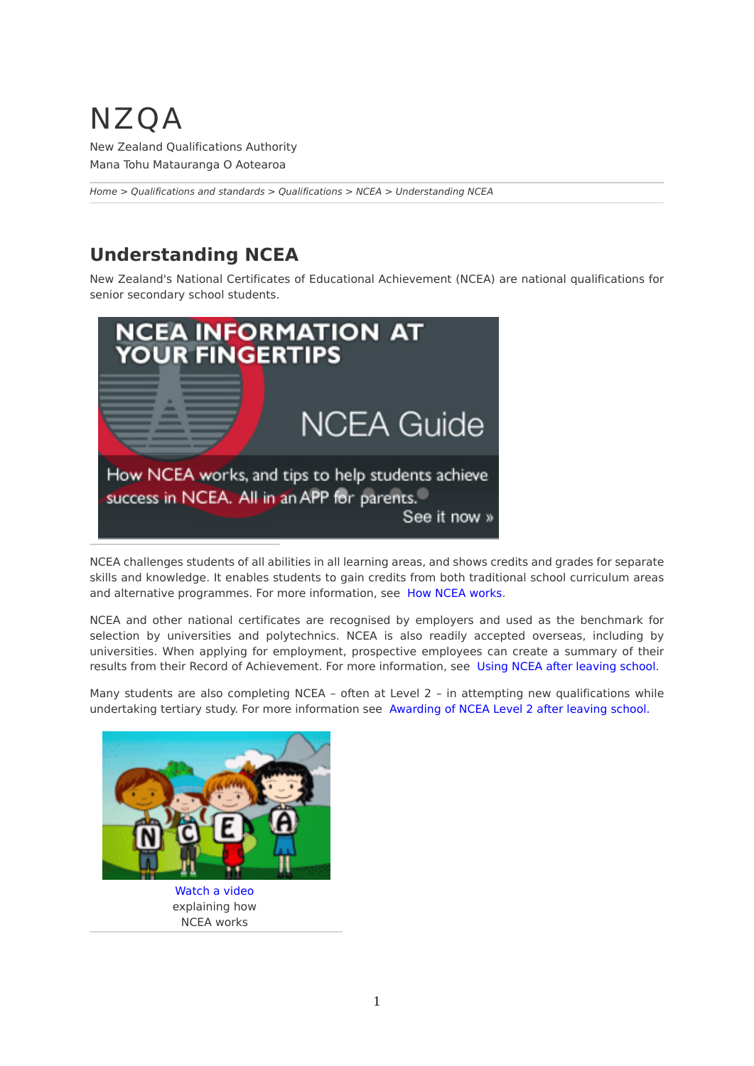# NZQA

New Zealand Qualifications Authority
Mana Tohu Matauranga O Aotearoa

*Home > Qualifications and standards > Qualifications > NCEA > Understanding NCEA*

## Understanding NCEA

New Zealand's National Certificates of Educational Achievement (NCEA) are national qualifications for senior secondary school students.

NCEA challenges students of all abilities in all learning areas, and shows credits and grades for separate skills and knowledge. It enables students to gain credits from both traditional school curriculum areas and alternative programmes. For more information, see How NCEA works.

NCEA and other national certificates are recognised by employers and used as the benchmark for selection by universities and polytechnics. NCEA is also readily accepted overseas, including by universities. When applying for employment, prospective employees can create a summary of their results from their Record of Achievement. For more information, see Using NCEA after leaving school.

Many students are also completing NCEA – often at Level 2 – in attempting new qualifications while undertaking tertiary study. For more information see Awarding of NCEA Level 2 after leaving school.

Watch a video explaining how NCEA works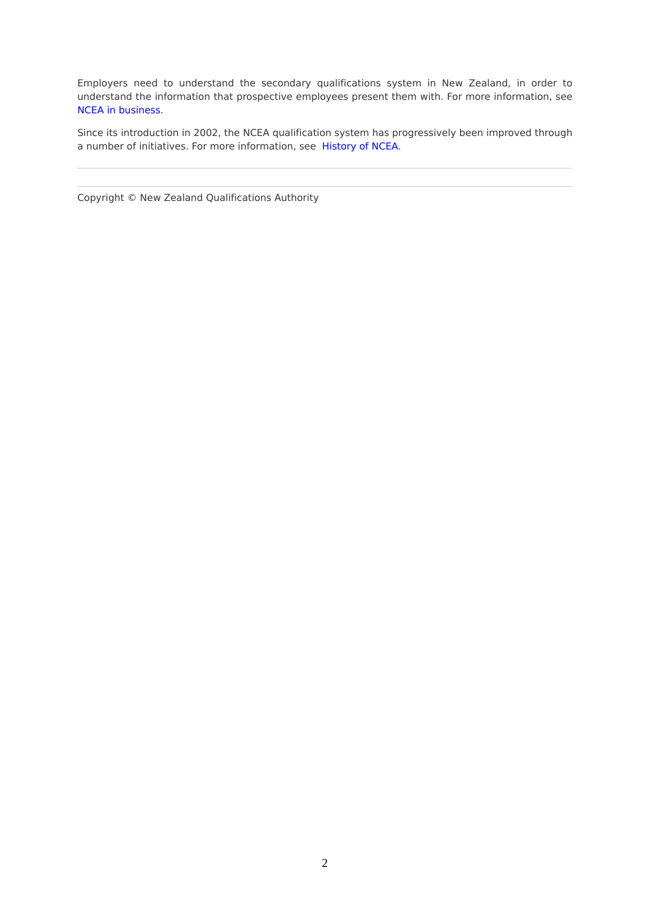Employers need to understand the secondary qualifications system in New Zealand, in order to understand the information that prospective employees present them with. For more information, see NCEA in business.

Since its introduction in 2002, the NCEA qualification system has progressively been improved through a number of initiatives. For more information, see History of NCEA.

---

Copyright © New Zealand Qualifications Authority